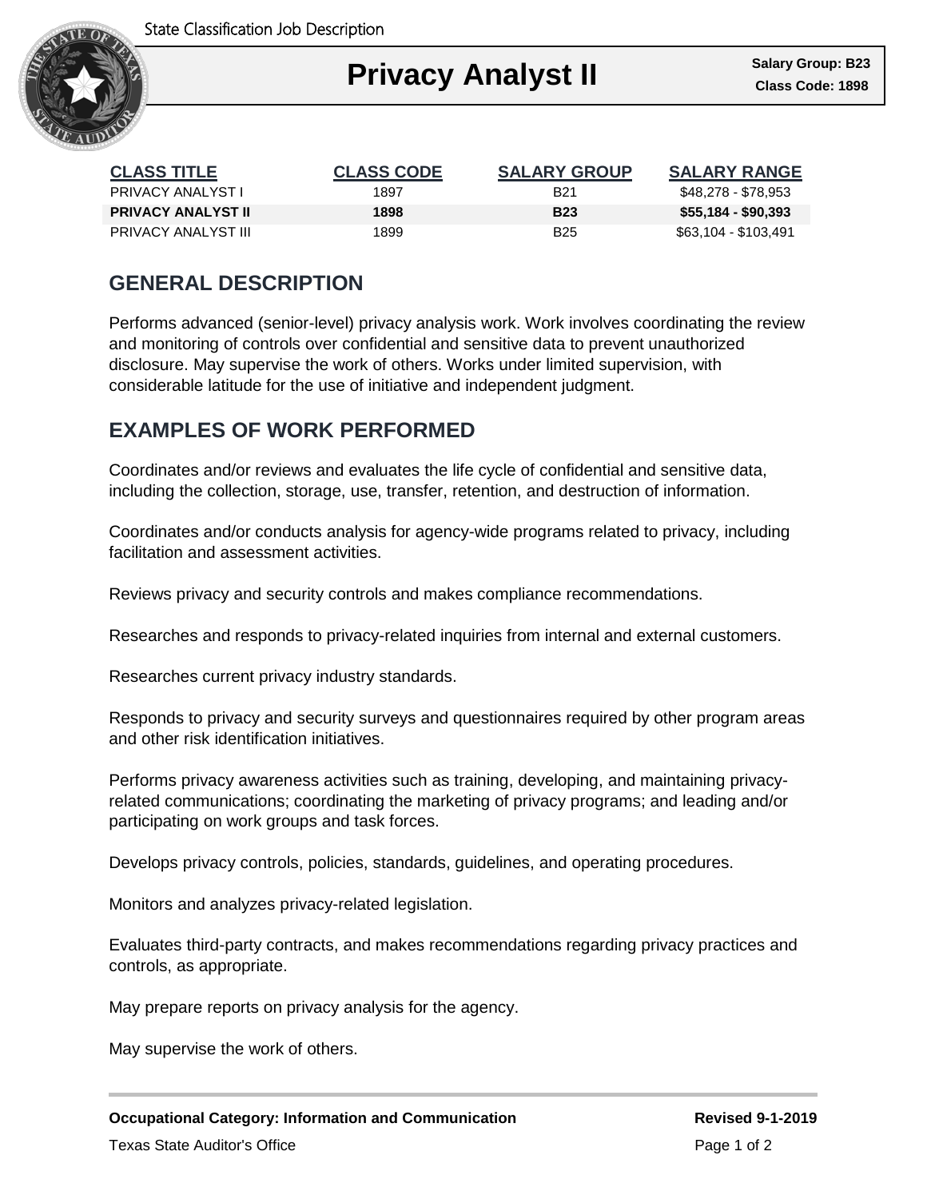State Classification Job Description

# Privacy Analyst II

**Salary Group: B23**
**Class Code: 1898**

| CLASS TITLE | CLASS CODE | SALARY GROUP | SALARY RANGE |
|---|---|---|---|
| PRIVACY ANALYST I | 1897 | B21 | $48,278 - $78,953 |
| **PRIVACY ANALYST II** | **1898** | **B23** | **$55,184 - $90,393** |
| PRIVACY ANALYST III | 1899 | B25 | $63,104 - $103,491 |

## GENERAL DESCRIPTION

Performs advanced (senior-level) privacy analysis work. Work involves coordinating the review and monitoring of controls over confidential and sensitive data to prevent unauthorized disclosure. May supervise the work of others. Works under limited supervision, with considerable latitude for the use of initiative and independent judgment.

## EXAMPLES OF WORK PERFORMED

Coordinates and/or reviews and evaluates the life cycle of confidential and sensitive data, including the collection, storage, use, transfer, retention, and destruction of information.

Coordinates and/or conducts analysis for agency-wide programs related to privacy, including facilitation and assessment activities.

Reviews privacy and security controls and makes compliance recommendations.

Researches and responds to privacy-related inquiries from internal and external customers.

Researches current privacy industry standards.

Responds to privacy and security surveys and questionnaires required by other program areas and other risk identification initiatives.

Performs privacy awareness activities such as training, developing, and maintaining privacy-related communications; coordinating the marketing of privacy programs; and leading and/or participating on work groups and task forces.

Develops privacy controls, policies, standards, guidelines, and operating procedures.

Monitors and analyzes privacy-related legislation.

Evaluates third-party contracts, and makes recommendations regarding privacy practices and controls, as appropriate.

May prepare reports on privacy analysis for the agency.

May supervise the work of others.

**Occupational Category: Information and Communication** **Revised 9-1-2019**

Texas State Auditor's Office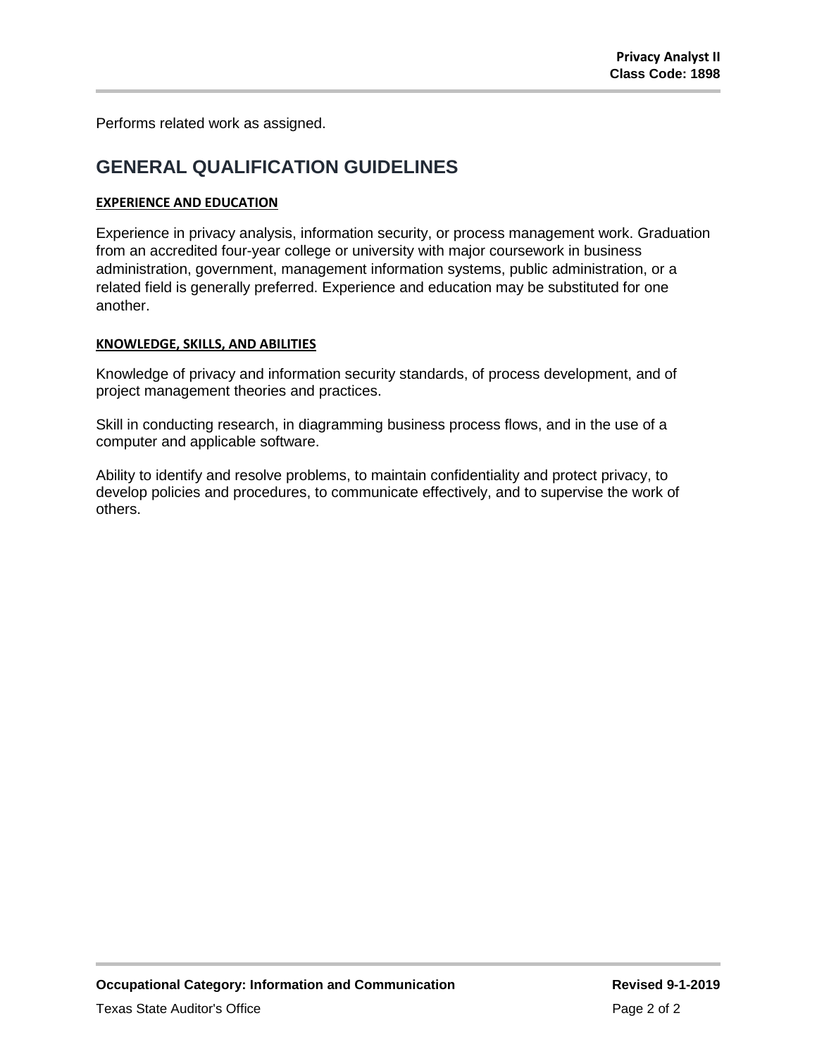Performs related work as assigned.

## GENERAL QUALIFICATION GUIDELINES

### EXPERIENCE AND EDUCATION

Experience in privacy analysis, information security, or process management work. Graduation from an accredited four-year college or university with major coursework in business administration, government, management information systems, public administration, or a related field is generally preferred. Experience and education may be substituted for one another.

### KNOWLEDGE, SKILLS, AND ABILITIES

Knowledge of privacy and information security standards, of process development, and of project management theories and practices.

Skill in conducting research, in diagramming business process flows, and in the use of a computer and applicable software.

Ability to identify and resolve problems, to maintain confidentiality and protect privacy, to develop policies and procedures, to communicate effectively, and to supervise the work of others.